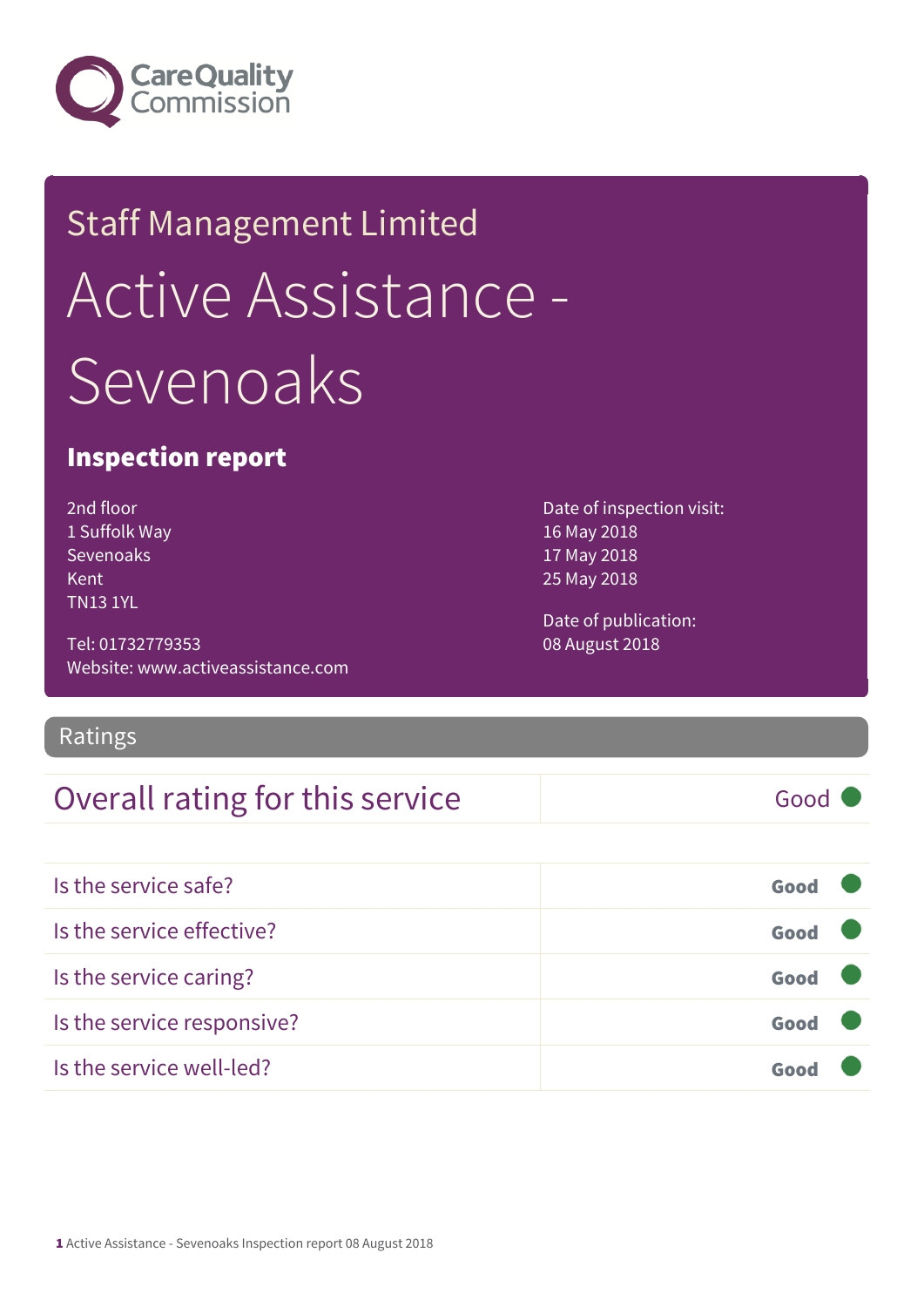Care Quality Commission

# Staff Management Limited

# Active Assistance - Sevenoaks

## Inspection report

2nd floor
1 Suffolk Way
Sevenoaks
Kent
TN13 1YL

Tel: 01732779353
Website: www.activeassistance.com

Date of inspection visit:
16 May 2018
17 May 2018
25 May 2018

Date of publication:
08 August 2018

## Ratings

| Overall rating for this service | Good |
|---|---|

| | |
|---|---|
| Is the service safe? | **Good** |
| Is the service effective? | **Good** |
| Is the service caring? | **Good** |
| Is the service responsive? | **Good** |
| Is the service well-led? | **Good** |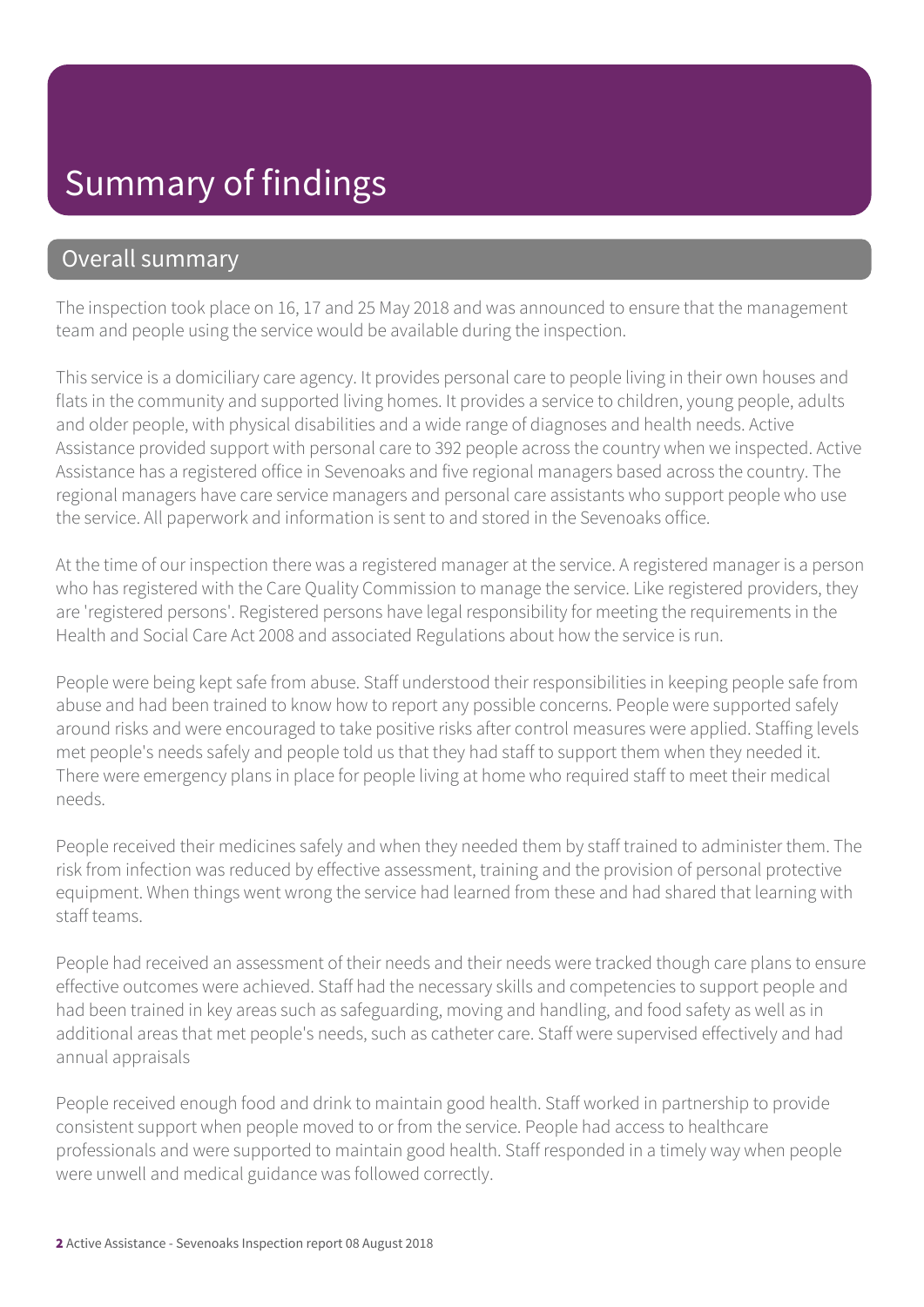# Summary of findings

## Overall summary

The inspection took place on 16, 17 and 25 May 2018 and was announced to ensure that the management team and people using the service would be available during the inspection.

This service is a domiciliary care agency. It provides personal care to people living in their own houses and flats in the community and supported living homes. It provides a service to children, young people, adults and older people, with physical disabilities and a wide range of diagnoses and health needs. Active Assistance provided support with personal care to 392 people across the country when we inspected. Active Assistance has a registered office in Sevenoaks and five regional managers based across the country. The regional managers have care service managers and personal care assistants who support people who use the service. All paperwork and information is sent to and stored in the Sevenoaks office.

At the time of our inspection there was a registered manager at the service. A registered manager is a person who has registered with the Care Quality Commission to manage the service. Like registered providers, they are 'registered persons'. Registered persons have legal responsibility for meeting the requirements in the Health and Social Care Act 2008 and associated Regulations about how the service is run.

People were being kept safe from abuse. Staff understood their responsibilities in keeping people safe from abuse and had been trained to know how to report any possible concerns. People were supported safely around risks and were encouraged to take positive risks after control measures were applied. Staffing levels met people's needs safely and people told us that they had staff to support them when they needed it. There were emergency plans in place for people living at home who required staff to meet their medical needs.

People received their medicines safely and when they needed them by staff trained to administer them. The risk from infection was reduced by effective assessment, training and the provision of personal protective equipment. When things went wrong the service had learned from these and had shared that learning with staff teams.

People had received an assessment of their needs and their needs were tracked though care plans to ensure effective outcomes were achieved. Staff had the necessary skills and competencies to support people and had been trained in key areas such as safeguarding, moving and handling, and food safety as well as in additional areas that met people's needs, such as catheter care. Staff were supervised effectively and had annual appraisals

People received enough food and drink to maintain good health. Staff worked in partnership to provide consistent support when people moved to or from the service. People had access to healthcare professionals and were supported to maintain good health. Staff responded in a timely way when people were unwell and medical guidance was followed correctly.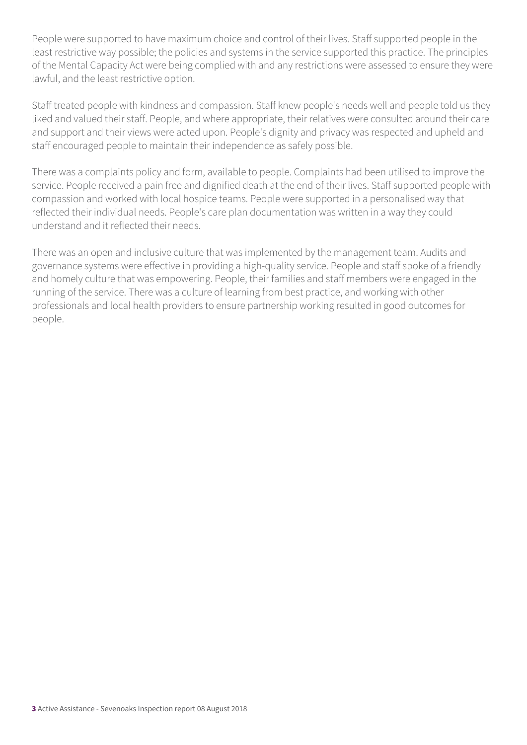People were supported to have maximum choice and control of their lives. Staff supported people in the least restrictive way possible; the policies and systems in the service supported this practice. The principles of the Mental Capacity Act were being complied with and any restrictions were assessed to ensure they were lawful, and the least restrictive option.

Staff treated people with kindness and compassion. Staff knew people's needs well and people told us they liked and valued their staff. People, and where appropriate, their relatives were consulted around their care and support and their views were acted upon. People's dignity and privacy was respected and upheld and staff encouraged people to maintain their independence as safely possible.

There was a complaints policy and form, available to people. Complaints had been utilised to improve the service. People received a pain free and dignified death at the end of their lives. Staff supported people with compassion and worked with local hospice teams. People were supported in a personalised way that reflected their individual needs. People's care plan documentation was written in a way they could understand and it reflected their needs.

There was an open and inclusive culture that was implemented by the management team. Audits and governance systems were effective in providing a high-quality service. People and staff spoke of a friendly and homely culture that was empowering. People, their families and staff members were engaged in the running of the service. There was a culture of learning from best practice, and working with other professionals and local health providers to ensure partnership working resulted in good outcomes for people.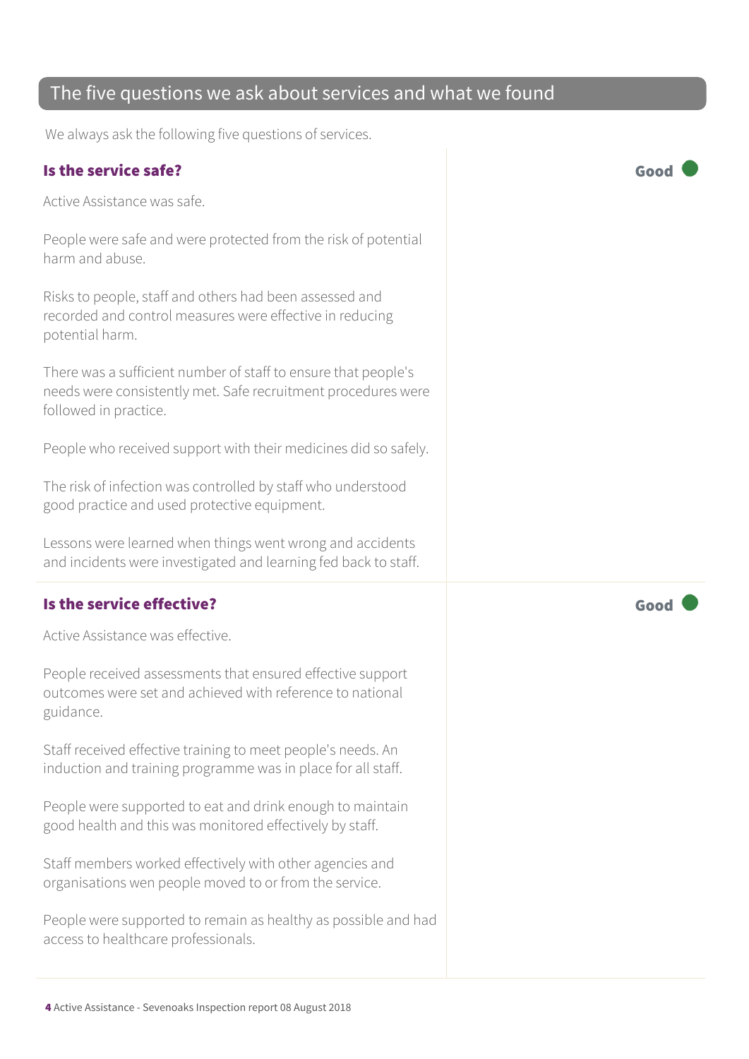## The five questions we ask about services and what we found

We always ask the following five questions of services.

### Is the service safe?

**Good**

Active Assistance was safe.

People were safe and were protected from the risk of potential harm and abuse.

Risks to people, staff and others had been assessed and recorded and control measures were effective in reducing potential harm.

There was a sufficient number of staff to ensure that people's needs were consistently met. Safe recruitment procedures were followed in practice.

People who received support with their medicines did so safely.

The risk of infection was controlled by staff who understood good practice and used protective equipment.

Lessons were learned when things went wrong and accidents and incidents were investigated and learning fed back to staff.

### Is the service effective?

**Good**

Active Assistance was effective.

People received assessments that ensured effective support outcomes were set and achieved with reference to national guidance.

Staff received effective training to meet people's needs. An induction and training programme was in place for all staff.

People were supported to eat and drink enough to maintain good health and this was monitored effectively by staff.

Staff members worked effectively with other agencies and organisations wen people moved to or from the service.

People were supported to remain as healthy as possible and had access to healthcare professionals.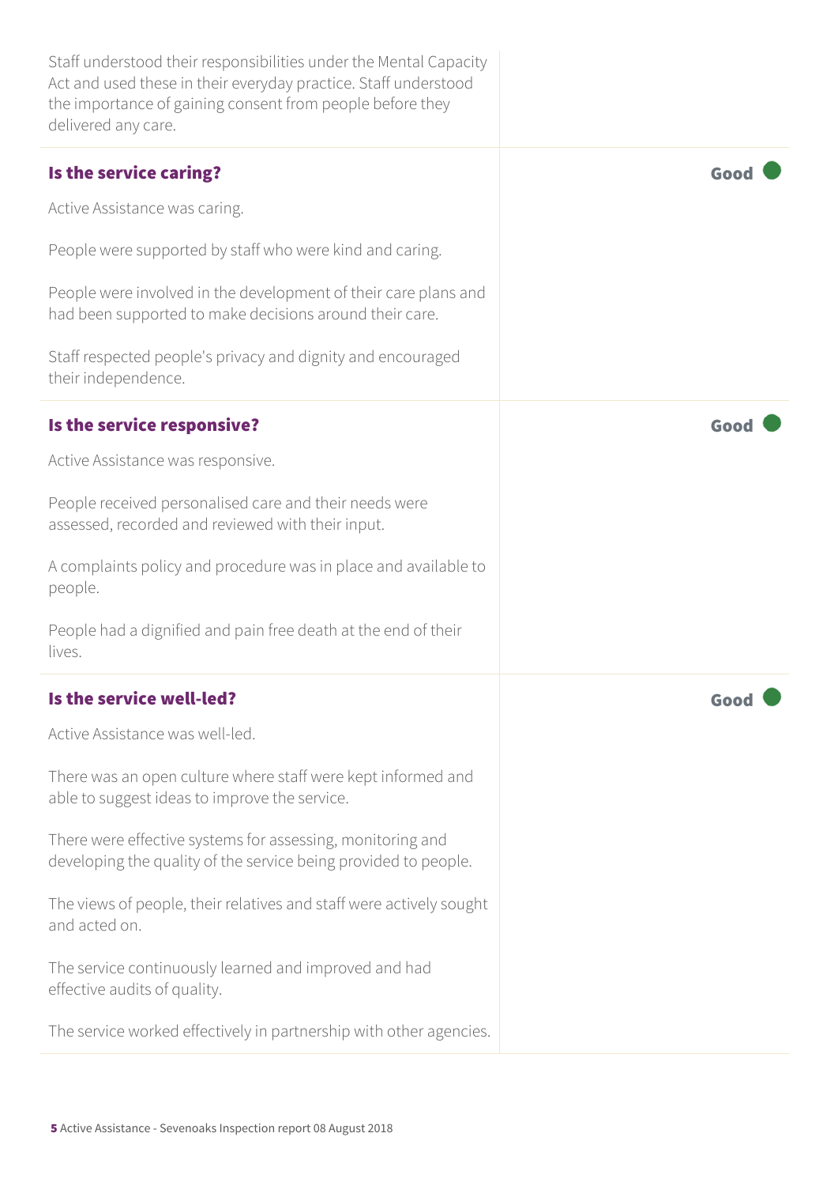Staff understood their responsibilities under the Mental Capacity Act and used these in their everyday practice. Staff understood the importance of gaining consent from people before they delivered any care.

### Is the service caring?

**Good**

Active Assistance was caring.

People were supported by staff who were kind and caring.

People were involved in the development of their care plans and had been supported to make decisions around their care.

Staff respected people's privacy and dignity and encouraged their independence.

### Is the service responsive?

**Good**

Active Assistance was responsive.

People received personalised care and their needs were assessed, recorded and reviewed with their input.

A complaints policy and procedure was in place and available to people.

People had a dignified and pain free death at the end of their lives.

### Is the service well-led?

**Good**

Active Assistance was well-led.

There was an open culture where staff were kept informed and able to suggest ideas to improve the service.

There were effective systems for assessing, monitoring and developing the quality of the service being provided to people.

The views of people, their relatives and staff were actively sought and acted on.

The service continuously learned and improved and had effective audits of quality.

The service worked effectively in partnership with other agencies.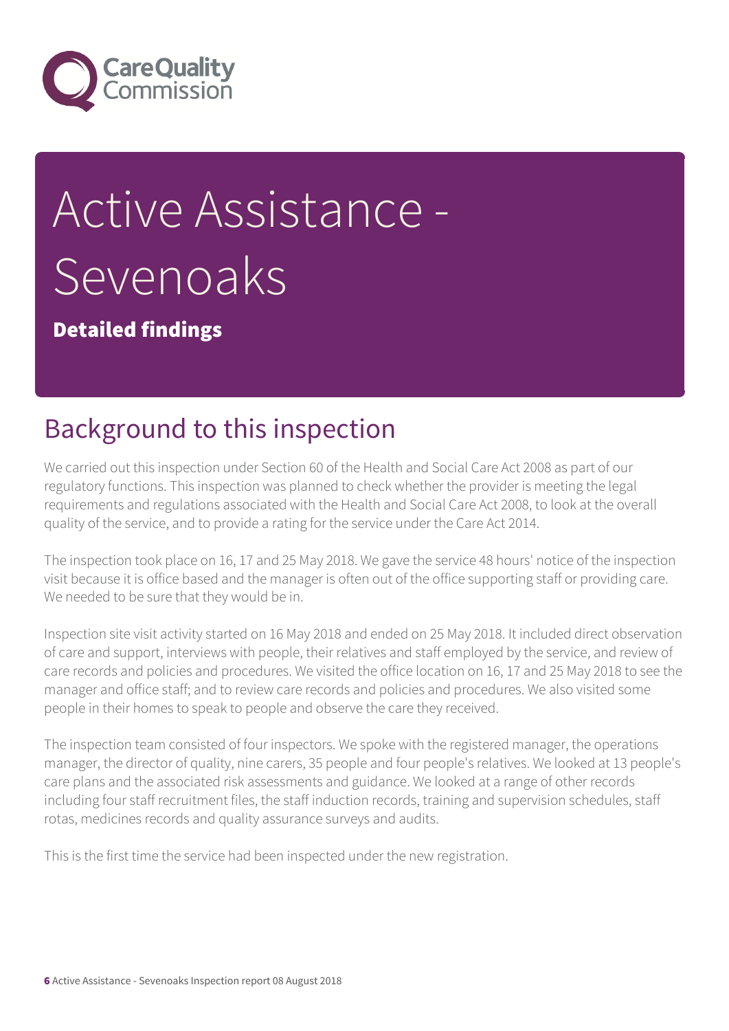# Active Assistance - Sevenoaks

**Detailed findings**

## Background to this inspection

We carried out this inspection under Section 60 of the Health and Social Care Act 2008 as part of our regulatory functions. This inspection was planned to check whether the provider is meeting the legal requirements and regulations associated with the Health and Social Care Act 2008, to look at the overall quality of the service, and to provide a rating for the service under the Care Act 2014.

The inspection took place on 16, 17 and 25 May 2018. We gave the service 48 hours' notice of the inspection visit because it is office based and the manager is often out of the office supporting staff or providing care. We needed to be sure that they would be in.

Inspection site visit activity started on 16 May 2018 and ended on 25 May 2018. It included direct observation of care and support, interviews with people, their relatives and staff employed by the service, and review of care records and policies and procedures. We visited the office location on 16, 17 and 25 May 2018 to see the manager and office staff; and to review care records and policies and procedures. We also visited some people in their homes to speak to people and observe the care they received.

The inspection team consisted of four inspectors. We spoke with the registered manager, the operations manager, the director of quality, nine carers, 35 people and four people's relatives. We looked at 13 people's care plans and the associated risk assessments and guidance. We looked at a range of other records including four staff recruitment files, the staff induction records, training and supervision schedules, staff rotas, medicines records and quality assurance surveys and audits.

This is the first time the service had been inspected under the new registration.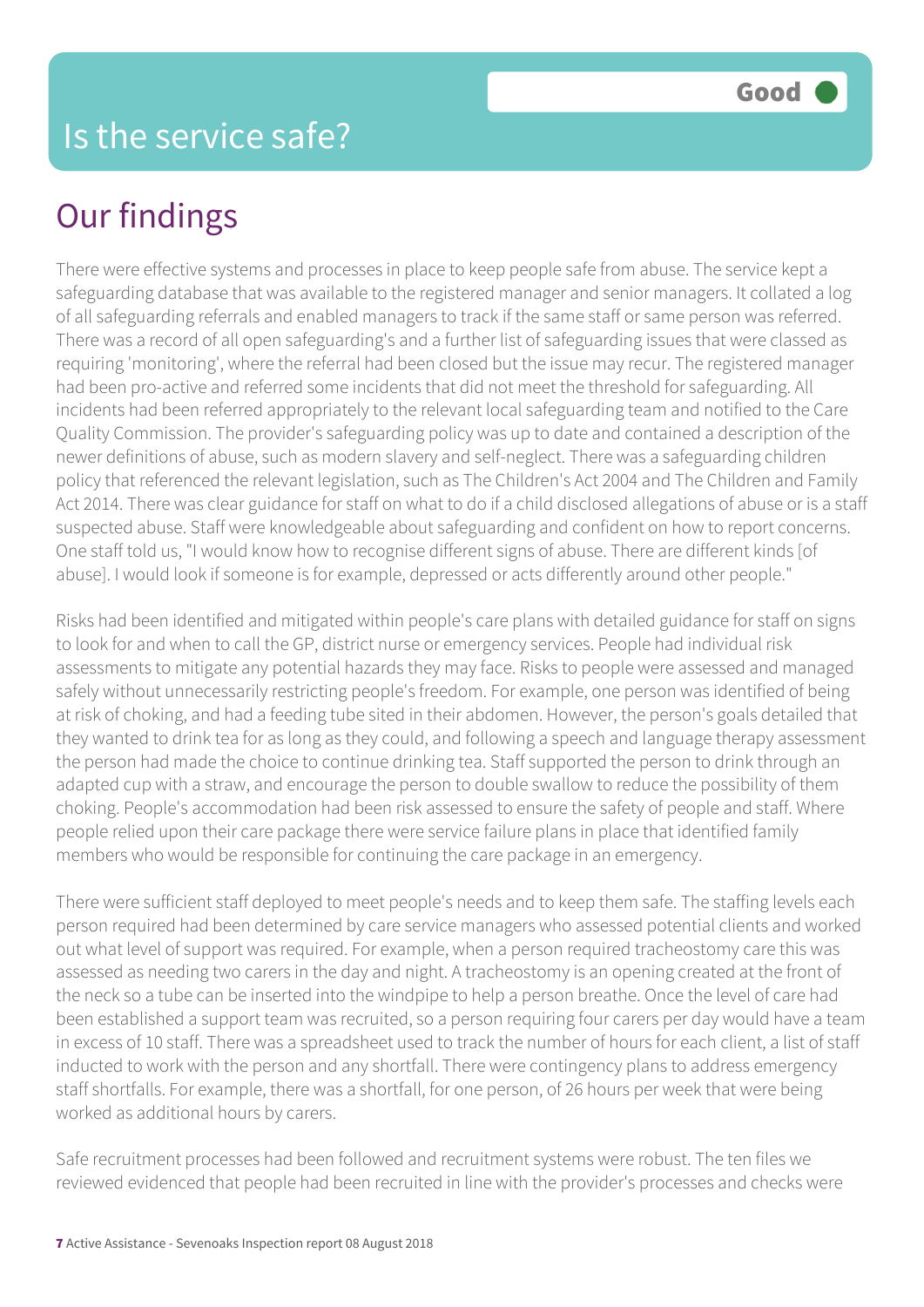# Is the service safe?

**Good**

## Our findings

There were effective systems and processes in place to keep people safe from abuse. The service kept a safeguarding database that was available to the registered manager and senior managers. It collated a log of all safeguarding referrals and enabled managers to track if the same staff or same person was referred. There was a record of all open safeguarding's and a further list of safeguarding issues that were classed as requiring 'monitoring', where the referral had been closed but the issue may recur. The registered manager had been pro-active and referred some incidents that did not meet the threshold for safeguarding. All incidents had been referred appropriately to the relevant local safeguarding team and notified to the Care Quality Commission. The provider's safeguarding policy was up to date and contained a description of the newer definitions of abuse, such as modern slavery and self-neglect. There was a safeguarding children policy that referenced the relevant legislation, such as The Children's Act 2004 and The Children and Family Act 2014. There was clear guidance for staff on what to do if a child disclosed allegations of abuse or is a staff suspected abuse. Staff were knowledgeable about safeguarding and confident on how to report concerns. One staff told us, "I would know how to recognise different signs of abuse. There are different kinds [of abuse]. I would look if someone is for example, depressed or acts differently around other people."

Risks had been identified and mitigated within people's care plans with detailed guidance for staff on signs to look for and when to call the GP, district nurse or emergency services. People had individual risk assessments to mitigate any potential hazards they may face. Risks to people were assessed and managed safely without unnecessarily restricting people's freedom. For example, one person was identified of being at risk of choking, and had a feeding tube sited in their abdomen. However, the person's goals detailed that they wanted to drink tea for as long as they could, and following a speech and language therapy assessment the person had made the choice to continue drinking tea. Staff supported the person to drink through an adapted cup with a straw, and encourage the person to double swallow to reduce the possibility of them choking. People's accommodation had been risk assessed to ensure the safety of people and staff. Where people relied upon their care package there were service failure plans in place that identified family members who would be responsible for continuing the care package in an emergency.

There were sufficient staff deployed to meet people's needs and to keep them safe. The staffing levels each person required had been determined by care service managers who assessed potential clients and worked out what level of support was required. For example, when a person required tracheostomy care this was assessed as needing two carers in the day and night. A tracheostomy is an opening created at the front of the neck so a tube can be inserted into the windpipe to help a person breathe. Once the level of care had been established a support team was recruited, so a person requiring four carers per day would have a team in excess of 10 staff. There was a spreadsheet used to track the number of hours for each client, a list of staff inducted to work with the person and any shortfall. There were contingency plans to address emergency staff shortfalls. For example, there was a shortfall, for one person, of 26 hours per week that were being worked as additional hours by carers.

Safe recruitment processes had been followed and recruitment systems were robust. The ten files we reviewed evidenced that people had been recruited in line with the provider's processes and checks were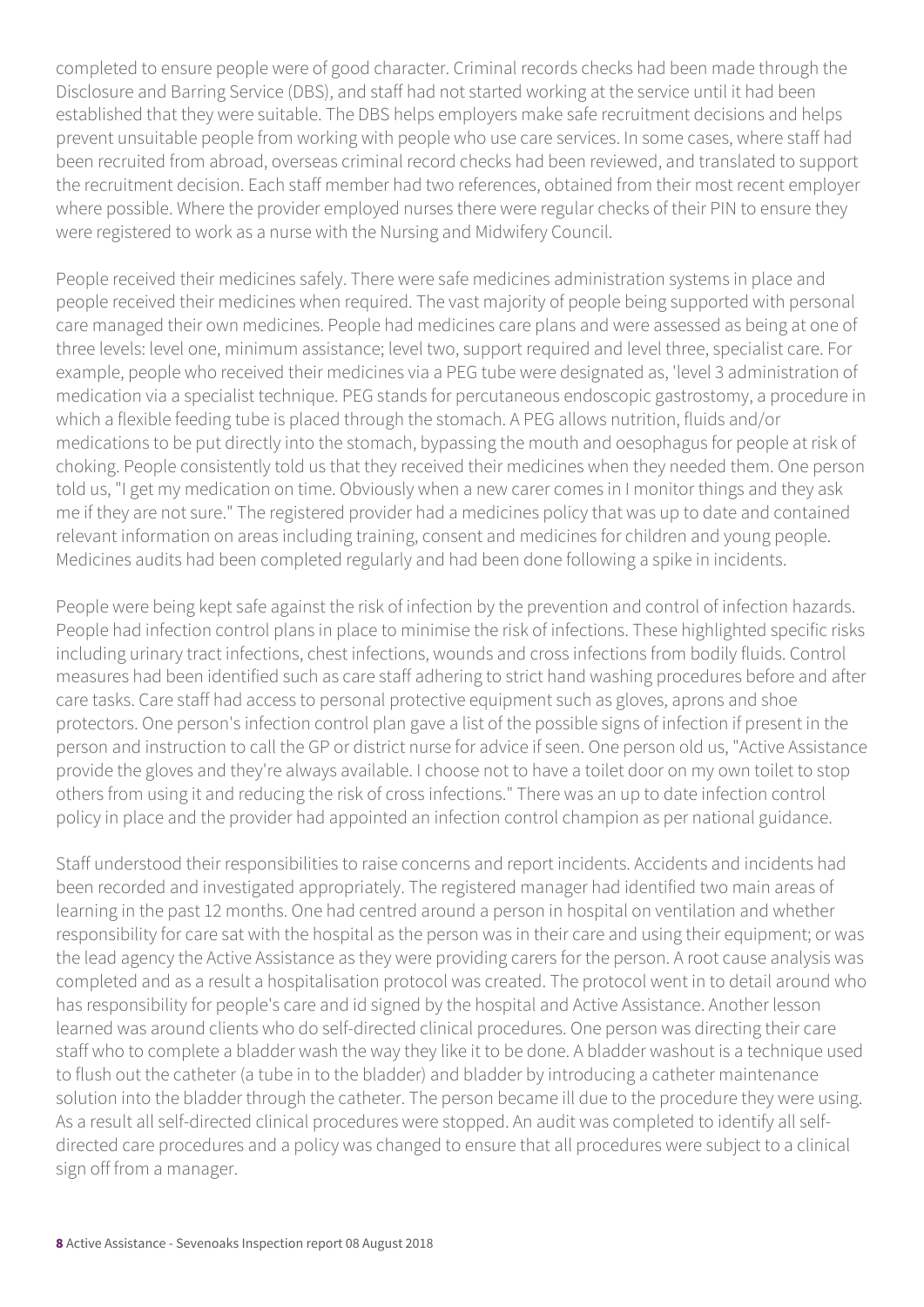completed to ensure people were of good character. Criminal records checks had been made through the Disclosure and Barring Service (DBS), and staff had not started working at the service until it had been established that they were suitable. The DBS helps employers make safe recruitment decisions and helps prevent unsuitable people from working with people who use care services. In some cases, where staff had been recruited from abroad, overseas criminal record checks had been reviewed, and translated to support the recruitment decision. Each staff member had two references, obtained from their most recent employer where possible. Where the provider employed nurses there were regular checks of their PIN to ensure they were registered to work as a nurse with the Nursing and Midwifery Council.

People received their medicines safely. There were safe medicines administration systems in place and people received their medicines when required. The vast majority of people being supported with personal care managed their own medicines. People had medicines care plans and were assessed as being at one of three levels: level one, minimum assistance; level two, support required and level three, specialist care. For example, people who received their medicines via a PEG tube were designated as, 'level 3 administration of medication via a specialist technique. PEG stands for percutaneous endoscopic gastrostomy, a procedure in which a flexible feeding tube is placed through the stomach. A PEG allows nutrition, fluids and/or medications to be put directly into the stomach, bypassing the mouth and oesophagus for people at risk of choking. People consistently told us that they received their medicines when they needed them. One person told us, "I get my medication on time. Obviously when a new carer comes in I monitor things and they ask me if they are not sure." The registered provider had a medicines policy that was up to date and contained relevant information on areas including training, consent and medicines for children and young people. Medicines audits had been completed regularly and had been done following a spike in incidents.

People were being kept safe against the risk of infection by the prevention and control of infection hazards. People had infection control plans in place to minimise the risk of infections. These highlighted specific risks including urinary tract infections, chest infections, wounds and cross infections from bodily fluids. Control measures had been identified such as care staff adhering to strict hand washing procedures before and after care tasks. Care staff had access to personal protective equipment such as gloves, aprons and shoe protectors. One person's infection control plan gave a list of the possible signs of infection if present in the person and instruction to call the GP or district nurse for advice if seen. One person old us, "Active Assistance provide the gloves and they're always available. I choose not to have a toilet door on my own toilet to stop others from using it and reducing the risk of cross infections." There was an up to date infection control policy in place and the provider had appointed an infection control champion as per national guidance.

Staff understood their responsibilities to raise concerns and report incidents. Accidents and incidents had been recorded and investigated appropriately. The registered manager had identified two main areas of learning in the past 12 months. One had centred around a person in hospital on ventilation and whether responsibility for care sat with the hospital as the person was in their care and using their equipment; or was the lead agency the Active Assistance as they were providing carers for the person. A root cause analysis was completed and as a result a hospitalisation protocol was created. The protocol went in to detail around who has responsibility for people's care and id signed by the hospital and Active Assistance. Another lesson learned was around clients who do self-directed clinical procedures. One person was directing their care staff who to complete a bladder wash the way they like it to be done. A bladder washout is a technique used to flush out the catheter (a tube in to the bladder) and bladder by introducing a catheter maintenance solution into the bladder through the catheter. The person became ill due to the procedure they were using. As a result all self-directed clinical procedures were stopped. An audit was completed to identify all self-directed care procedures and a policy was changed to ensure that all procedures were subject to a clinical sign off from a manager.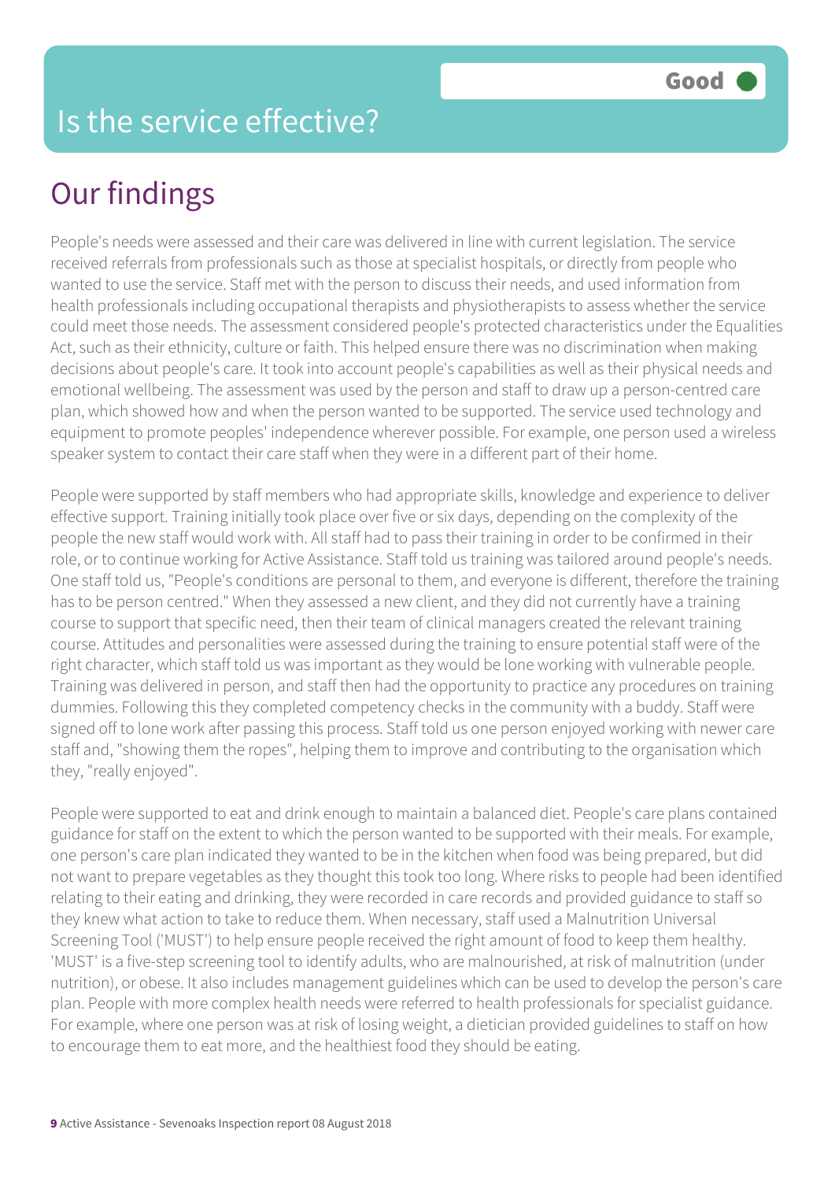# Is the service effective?

Good

## Our findings

People's needs were assessed and their care was delivered in line with current legislation. The service received referrals from professionals such as those at specialist hospitals, or directly from people who wanted to use the service. Staff met with the person to discuss their needs, and used information from health professionals including occupational therapists and physiotherapists to assess whether the service could meet those needs. The assessment considered people's protected characteristics under the Equalities Act, such as their ethnicity, culture or faith. This helped ensure there was no discrimination when making decisions about people's care. It took into account people's capabilities as well as their physical needs and emotional wellbeing. The assessment was used by the person and staff to draw up a person-centred care plan, which showed how and when the person wanted to be supported. The service used technology and equipment to promote peoples' independence wherever possible. For example, one person used a wireless speaker system to contact their care staff when they were in a different part of their home.

People were supported by staff members who had appropriate skills, knowledge and experience to deliver effective support. Training initially took place over five or six days, depending on the complexity of the people the new staff would work with. All staff had to pass their training in order to be confirmed in their role, or to continue working for Active Assistance. Staff told us training was tailored around people's needs. One staff told us, "People's conditions are personal to them, and everyone is different, therefore the training has to be person centred." When they assessed a new client, and they did not currently have a training course to support that specific need, then their team of clinical managers created the relevant training course. Attitudes and personalities were assessed during the training to ensure potential staff were of the right character, which staff told us was important as they would be lone working with vulnerable people. Training was delivered in person, and staff then had the opportunity to practice any procedures on training dummies. Following this they completed competency checks in the community with a buddy. Staff were signed off to lone work after passing this process. Staff told us one person enjoyed working with newer care staff and, "showing them the ropes", helping them to improve and contributing to the organisation which they, "really enjoyed".

People were supported to eat and drink enough to maintain a balanced diet. People's care plans contained guidance for staff on the extent to which the person wanted to be supported with their meals. For example, one person's care plan indicated they wanted to be in the kitchen when food was being prepared, but did not want to prepare vegetables as they thought this took too long. Where risks to people had been identified relating to their eating and drinking, they were recorded in care records and provided guidance to staff so they knew what action to take to reduce them. When necessary, staff used a Malnutrition Universal Screening Tool ('MUST') to help ensure people received the right amount of food to keep them healthy. 'MUST' is a five-step screening tool to identify adults, who are malnourished, at risk of malnutrition (under nutrition), or obese. It also includes management guidelines which can be used to develop the person's care plan. People with more complex health needs were referred to health professionals for specialist guidance. For example, where one person was at risk of losing weight, a dietician provided guidelines to staff on how to encourage them to eat more, and the healthiest food they should be eating.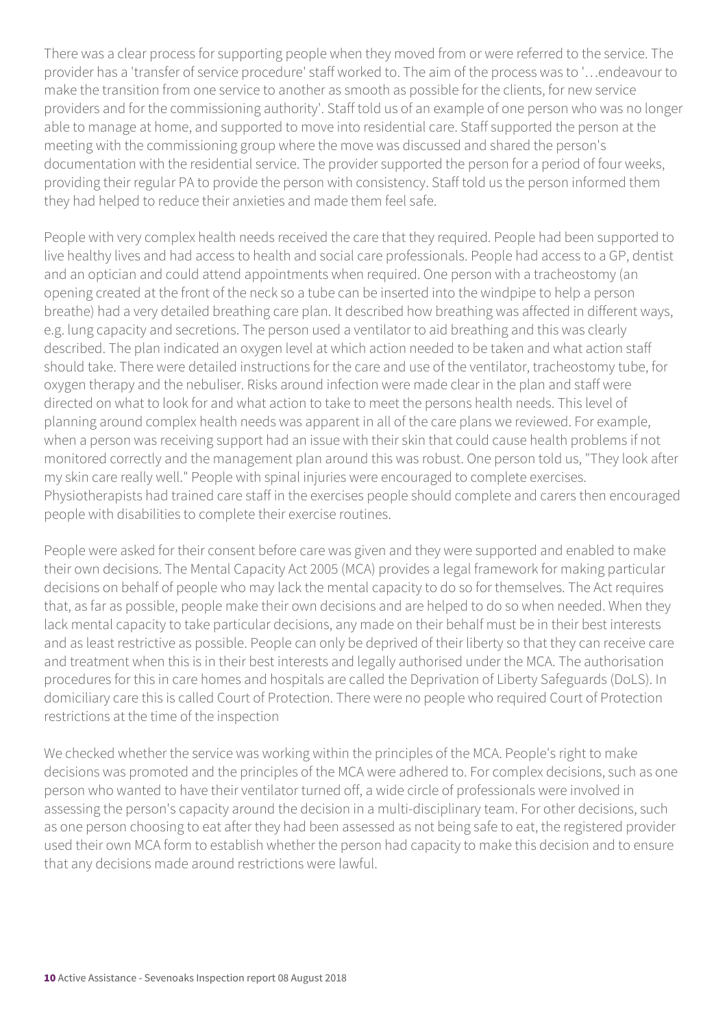There was a clear process for supporting people when they moved from or were referred to the service. The provider has a 'transfer of service procedure' staff worked to. The aim of the process was to '…endeavour to make the transition from one service to another as smooth as possible for the clients, for new service providers and for the commissioning authority'. Staff told us of an example of one person who was no longer able to manage at home, and supported to move into residential care. Staff supported the person at the meeting with the commissioning group where the move was discussed and shared the person's documentation with the residential service. The provider supported the person for a period of four weeks, providing their regular PA to provide the person with consistency. Staff told us the person informed them they had helped to reduce their anxieties and made them feel safe.

People with very complex health needs received the care that they required. People had been supported to live healthy lives and had access to health and social care professionals. People had access to a GP, dentist and an optician and could attend appointments when required. One person with a tracheostomy (an opening created at the front of the neck so a tube can be inserted into the windpipe to help a person breathe) had a very detailed breathing care plan. It described how breathing was affected in different ways, e.g. lung capacity and secretions. The person used a ventilator to aid breathing and this was clearly described. The plan indicated an oxygen level at which action needed to be taken and what action staff should take. There were detailed instructions for the care and use of the ventilator, tracheostomy tube, for oxygen therapy and the nebuliser. Risks around infection were made clear in the plan and staff were directed on what to look for and what action to take to meet the persons health needs. This level of planning around complex health needs was apparent in all of the care plans we reviewed. For example, when a person was receiving support had an issue with their skin that could cause health problems if not monitored correctly and the management plan around this was robust. One person told us, "They look after my skin care really well." People with spinal injuries were encouraged to complete exercises. Physiotherapists had trained care staff in the exercises people should complete and carers then encouraged people with disabilities to complete their exercise routines.

People were asked for their consent before care was given and they were supported and enabled to make their own decisions. The Mental Capacity Act 2005 (MCA) provides a legal framework for making particular decisions on behalf of people who may lack the mental capacity to do so for themselves. The Act requires that, as far as possible, people make their own decisions and are helped to do so when needed. When they lack mental capacity to take particular decisions, any made on their behalf must be in their best interests and as least restrictive as possible. People can only be deprived of their liberty so that they can receive care and treatment when this is in their best interests and legally authorised under the MCA. The authorisation procedures for this in care homes and hospitals are called the Deprivation of Liberty Safeguards (DoLS). In domiciliary care this is called Court of Protection. There were no people who required Court of Protection restrictions at the time of the inspection

We checked whether the service was working within the principles of the MCA. People's right to make decisions was promoted and the principles of the MCA were adhered to. For complex decisions, such as one person who wanted to have their ventilator turned off, a wide circle of professionals were involved in assessing the person's capacity around the decision in a multi-disciplinary team. For other decisions, such as one person choosing to eat after they had been assessed as not being safe to eat, the registered provider used their own MCA form to establish whether the person had capacity to make this decision and to ensure that any decisions made around restrictions were lawful.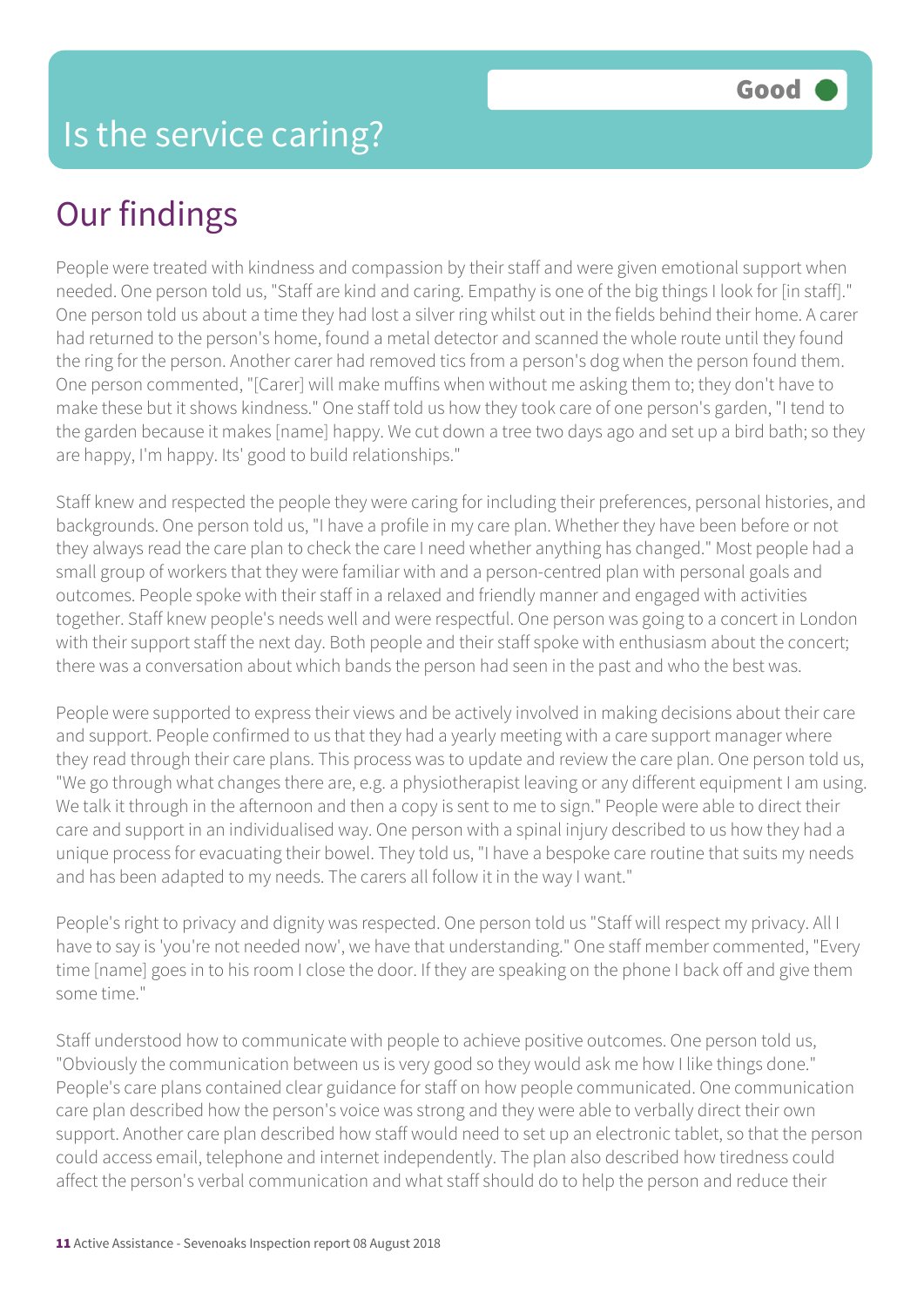# Is the service caring?

Good

## Our findings

People were treated with kindness and compassion by their staff and were given emotional support when needed. One person told us, "Staff are kind and caring. Empathy is one of the big things I look for [in staff]." One person told us about a time they had lost a silver ring whilst out in the fields behind their home. A carer had returned to the person's home, found a metal detector and scanned the whole route until they found the ring for the person. Another carer had removed tics from a person's dog when the person found them. One person commented, "[Carer] will make muffins when without me asking them to; they don't have to make these but it shows kindness." One staff told us how they took care of one person's garden, "I tend to the garden because it makes [name] happy. We cut down a tree two days ago and set up a bird bath; so they are happy, I'm happy. Its' good to build relationships."

Staff knew and respected the people they were caring for including their preferences, personal histories, and backgrounds. One person told us, "I have a profile in my care plan. Whether they have been before or not they always read the care plan to check the care I need whether anything has changed." Most people had a small group of workers that they were familiar with and a person-centred plan with personal goals and outcomes. People spoke with their staff in a relaxed and friendly manner and engaged with activities together. Staff knew people's needs well and were respectful. One person was going to a concert in London with their support staff the next day. Both people and their staff spoke with enthusiasm about the concert; there was a conversation about which bands the person had seen in the past and who the best was.

People were supported to express their views and be actively involved in making decisions about their care and support. People confirmed to us that they had a yearly meeting with a care support manager where they read through their care plans. This process was to update and review the care plan. One person told us, "We go through what changes there are, e.g. a physiotherapist leaving or any different equipment I am using. We talk it through in the afternoon and then a copy is sent to me to sign." People were able to direct their care and support in an individualised way. One person with a spinal injury described to us how they had a unique process for evacuating their bowel. They told us, "I have a bespoke care routine that suits my needs and has been adapted to my needs. The carers all follow it in the way I want."

People's right to privacy and dignity was respected. One person told us "Staff will respect my privacy. All I have to say is 'you're not needed now', we have that understanding." One staff member commented, "Every time [name] goes in to his room I close the door. If they are speaking on the phone I back off and give them some time."

Staff understood how to communicate with people to achieve positive outcomes. One person told us, "Obviously the communication between us is very good so they would ask me how I like things done." People's care plans contained clear guidance for staff on how people communicated. One communication care plan described how the person's voice was strong and they were able to verbally direct their own support. Another care plan described how staff would need to set up an electronic tablet, so that the person could access email, telephone and internet independently. The plan also described how tiredness could affect the person's verbal communication and what staff should do to help the person and reduce their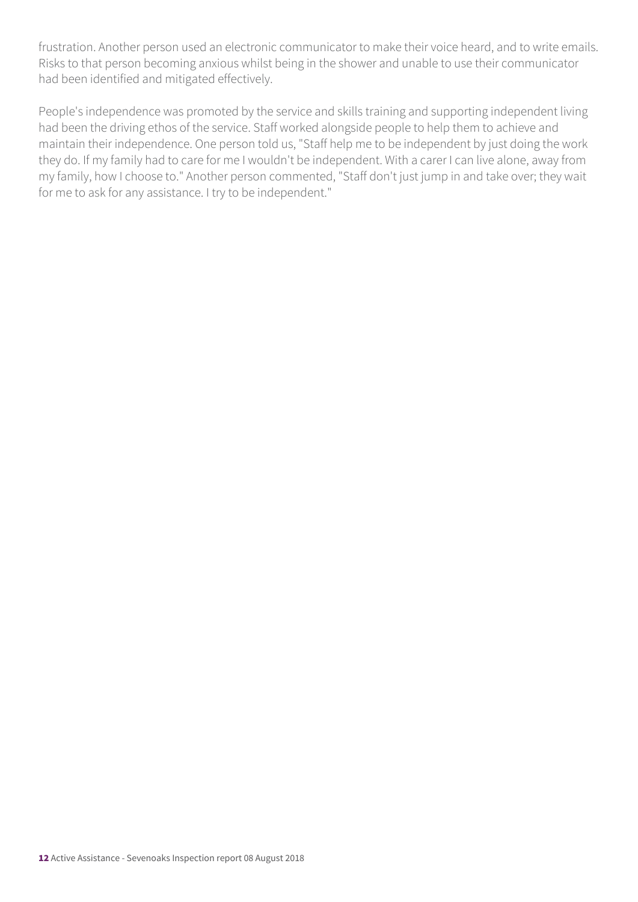frustration. Another person used an electronic communicator to make their voice heard, and to write emails. Risks to that person becoming anxious whilst being in the shower and unable to use their communicator had been identified and mitigated effectively.

People's independence was promoted by the service and skills training and supporting independent living had been the driving ethos of the service. Staff worked alongside people to help them to achieve and maintain their independence. One person told us, "Staff help me to be independent by just doing the work they do. If my family had to care for me I wouldn't be independent. With a carer I can live alone, away from my family, how I choose to." Another person commented, "Staff don't just jump in and take over; they wait for me to ask for any assistance. I try to be independent."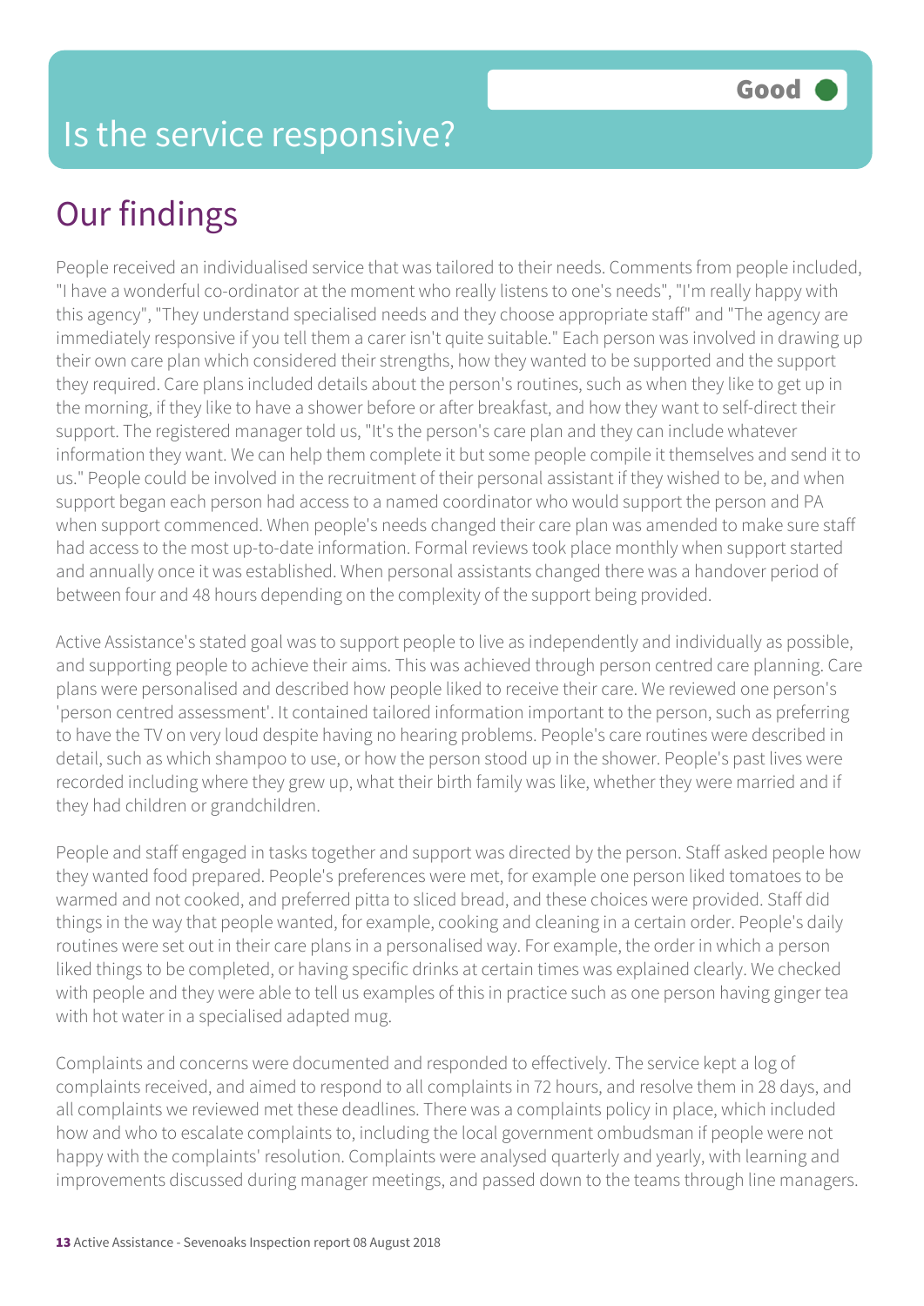# Is the service responsive?

**Good**

## Our findings

People received an individualised service that was tailored to their needs. Comments from people included, "I have a wonderful co-ordinator at the moment who really listens to one's needs", "I'm really happy with this agency", "They understand specialised needs and they choose appropriate staff" and "The agency are immediately responsive if you tell them a carer isn't quite suitable." Each person was involved in drawing up their own care plan which considered their strengths, how they wanted to be supported and the support they required. Care plans included details about the person's routines, such as when they like to get up in the morning, if they like to have a shower before or after breakfast, and how they want to self-direct their support. The registered manager told us, "It's the person's care plan and they can include whatever information they want. We can help them complete it but some people compile it themselves and send it to us." People could be involved in the recruitment of their personal assistant if they wished to be, and when support began each person had access to a named coordinator who would support the person and PA when support commenced. When people's needs changed their care plan was amended to make sure staff had access to the most up-to-date information. Formal reviews took place monthly when support started and annually once it was established. When personal assistants changed there was a handover period of between four and 48 hours depending on the complexity of the support being provided.

Active Assistance's stated goal was to support people to live as independently and individually as possible, and supporting people to achieve their aims. This was achieved through person centred care planning. Care plans were personalised and described how people liked to receive their care. We reviewed one person's 'person centred assessment'. It contained tailored information important to the person, such as preferring to have the TV on very loud despite having no hearing problems. People's care routines were described in detail, such as which shampoo to use, or how the person stood up in the shower. People's past lives were recorded including where they grew up, what their birth family was like, whether they were married and if they had children or grandchildren.

People and staff engaged in tasks together and support was directed by the person. Staff asked people how they wanted food prepared. People's preferences were met, for example one person liked tomatoes to be warmed and not cooked, and preferred pitta to sliced bread, and these choices were provided. Staff did things in the way that people wanted, for example, cooking and cleaning in a certain order. People's daily routines were set out in their care plans in a personalised way. For example, the order in which a person liked things to be completed, or having specific drinks at certain times was explained clearly. We checked with people and they were able to tell us examples of this in practice such as one person having ginger tea with hot water in a specialised adapted mug.

Complaints and concerns were documented and responded to effectively. The service kept a log of complaints received, and aimed to respond to all complaints in 72 hours, and resolve them in 28 days, and all complaints we reviewed met these deadlines. There was a complaints policy in place, which included how and who to escalate complaints to, including the local government ombudsman if people were not happy with the complaints' resolution. Complaints were analysed quarterly and yearly, with learning and improvements discussed during manager meetings, and passed down to the teams through line managers.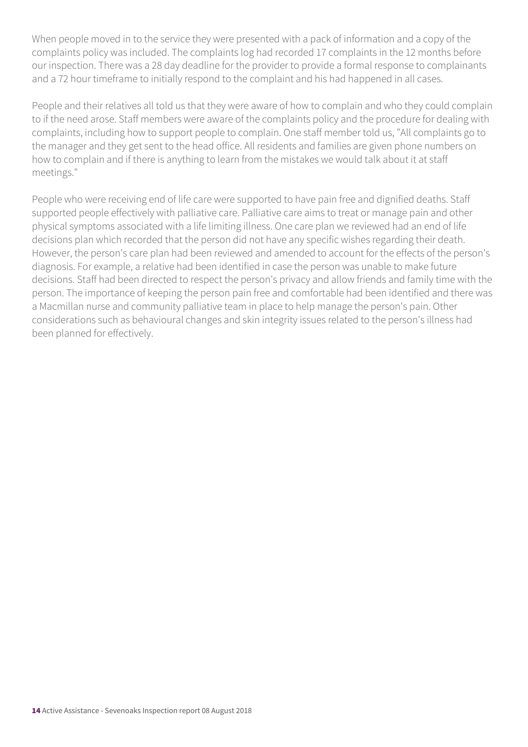When people moved in to the service they were presented with a pack of information and a copy of the complaints policy was included. The complaints log had recorded 17 complaints in the 12 months before our inspection. There was a 28 day deadline for the provider to provide a formal response to complainants and a 72 hour timeframe to initially respond to the complaint and his had happened in all cases.

People and their relatives all told us that they were aware of how to complain and who they could complain to if the need arose. Staff members were aware of the complaints policy and the procedure for dealing with complaints, including how to support people to complain. One staff member told us, "All complaints go to the manager and they get sent to the head office. All residents and families are given phone numbers on how to complain and if there is anything to learn from the mistakes we would talk about it at staff meetings."

People who were receiving end of life care were supported to have pain free and dignified deaths. Staff supported people effectively with palliative care. Palliative care aims to treat or manage pain and other physical symptoms associated with a life limiting illness. One care plan we reviewed had an end of life decisions plan which recorded that the person did not have any specific wishes regarding their death. However, the person's care plan had been reviewed and amended to account for the effects of the person's diagnosis. For example, a relative had been identified in case the person was unable to make future decisions. Staff had been directed to respect the person's privacy and allow friends and family time with the person. The importance of keeping the person pain free and comfortable had been identified and there was a Macmillan nurse and community palliative team in place to help manage the person's pain. Other considerations such as behavioural changes and skin integrity issues related to the person's illness had been planned for effectively.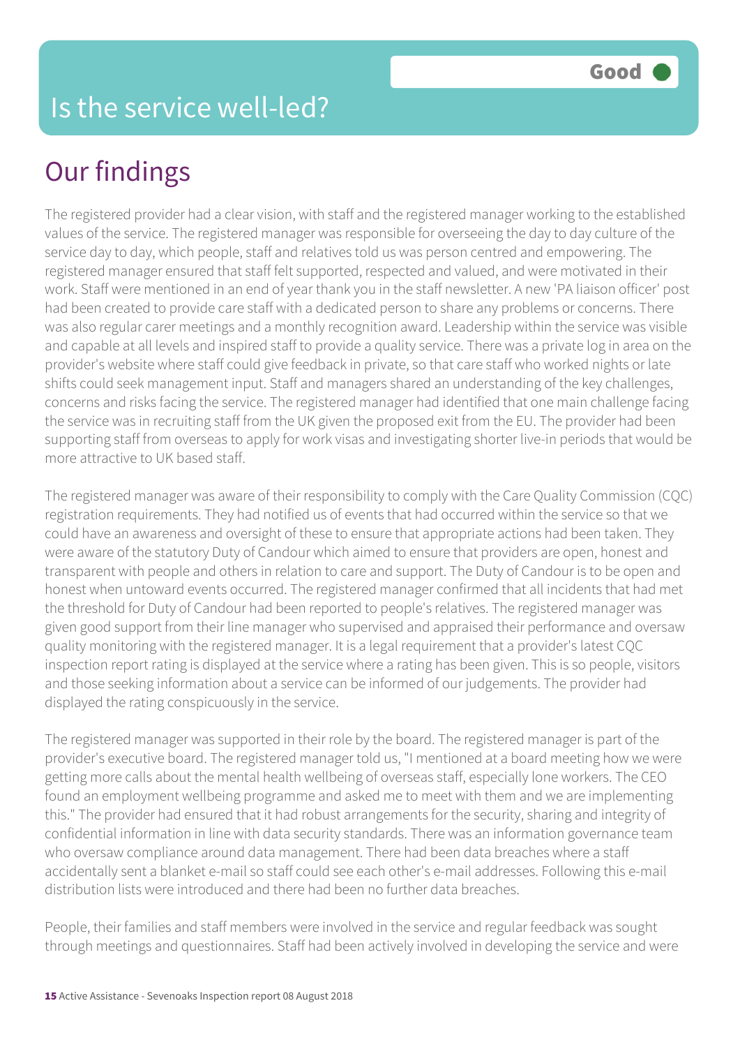# Is the service well-led?

**Good**

## Our findings

The registered provider had a clear vision, with staff and the registered manager working to the established values of the service. The registered manager was responsible for overseeing the day to day culture of the service day to day, which people, staff and relatives told us was person centred and empowering. The registered manager ensured that staff felt supported, respected and valued, and were motivated in their work. Staff were mentioned in an end of year thank you in the staff newsletter. A new 'PA liaison officer' post had been created to provide care staff with a dedicated person to share any problems or concerns. There was also regular carer meetings and a monthly recognition award. Leadership within the service was visible and capable at all levels and inspired staff to provide a quality service. There was a private log in area on the provider's website where staff could give feedback in private, so that care staff who worked nights or late shifts could seek management input. Staff and managers shared an understanding of the key challenges, concerns and risks facing the service. The registered manager had identified that one main challenge facing the service was in recruiting staff from the UK given the proposed exit from the EU. The provider had been supporting staff from overseas to apply for work visas and investigating shorter live-in periods that would be more attractive to UK based staff.

The registered manager was aware of their responsibility to comply with the Care Quality Commission (CQC) registration requirements. They had notified us of events that had occurred within the service so that we could have an awareness and oversight of these to ensure that appropriate actions had been taken. They were aware of the statutory Duty of Candour which aimed to ensure that providers are open, honest and transparent with people and others in relation to care and support. The Duty of Candour is to be open and honest when untoward events occurred. The registered manager confirmed that all incidents that had met the threshold for Duty of Candour had been reported to people's relatives. The registered manager was given good support from their line manager who supervised and appraised their performance and oversaw quality monitoring with the registered manager. It is a legal requirement that a provider's latest CQC inspection report rating is displayed at the service where a rating has been given. This is so people, visitors and those seeking information about a service can be informed of our judgements. The provider had displayed the rating conspicuously in the service.

The registered manager was supported in their role by the board. The registered manager is part of the provider's executive board. The registered manager told us, "I mentioned at a board meeting how we were getting more calls about the mental health wellbeing of overseas staff, especially lone workers. The CEO found an employment wellbeing programme and asked me to meet with them and we are implementing this." The provider had ensured that it had robust arrangements for the security, sharing and integrity of confidential information in line with data security standards. There was an information governance team who oversaw compliance around data management. There had been data breaches where a staff accidentally sent a blanket e-mail so staff could see each other's e-mail addresses. Following this e-mail distribution lists were introduced and there had been no further data breaches.

People, their families and staff members were involved in the service and regular feedback was sought through meetings and questionnaires. Staff had been actively involved in developing the service and were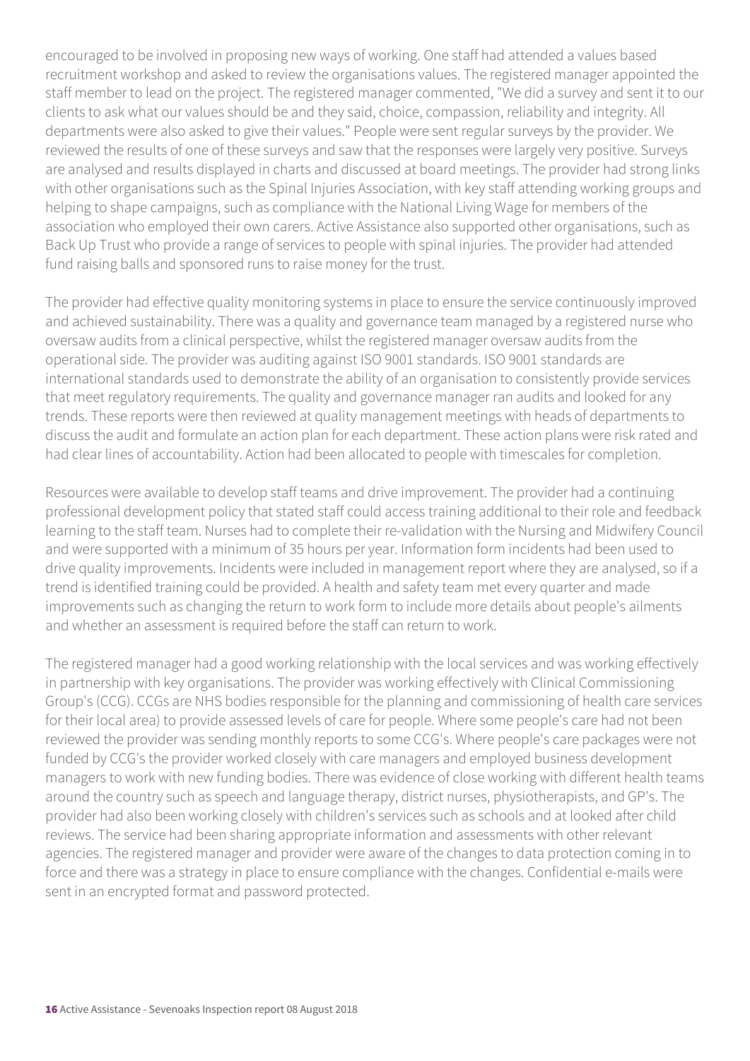encouraged to be involved in proposing new ways of working. One staff had attended a values based recruitment workshop and asked to review the organisations values. The registered manager appointed the staff member to lead on the project. The registered manager commented, "We did a survey and sent it to our clients to ask what our values should be and they said, choice, compassion, reliability and integrity. All departments were also asked to give their values." People were sent regular surveys by the provider. We reviewed the results of one of these surveys and saw that the responses were largely very positive. Surveys are analysed and results displayed in charts and discussed at board meetings. The provider had strong links with other organisations such as the Spinal Injuries Association, with key staff attending working groups and helping to shape campaigns, such as compliance with the National Living Wage for members of the association who employed their own carers. Active Assistance also supported other organisations, such as Back Up Trust who provide a range of services to people with spinal injuries. The provider had attended fund raising balls and sponsored runs to raise money for the trust.

The provider had effective quality monitoring systems in place to ensure the service continuously improved and achieved sustainability. There was a quality and governance team managed by a registered nurse who oversaw audits from a clinical perspective, whilst the registered manager oversaw audits from the operational side. The provider was auditing against ISO 9001 standards. ISO 9001 standards are international standards used to demonstrate the ability of an organisation to consistently provide services that meet regulatory requirements. The quality and governance manager ran audits and looked for any trends. These reports were then reviewed at quality management meetings with heads of departments to discuss the audit and formulate an action plan for each department. These action plans were risk rated and had clear lines of accountability. Action had been allocated to people with timescales for completion.

Resources were available to develop staff teams and drive improvement. The provider had a continuing professional development policy that stated staff could access training additional to their role and feedback learning to the staff team. Nurses had to complete their re-validation with the Nursing and Midwifery Council and were supported with a minimum of 35 hours per year. Information form incidents had been used to drive quality improvements. Incidents were included in management report where they are analysed, so if a trend is identified training could be provided. A health and safety team met every quarter and made improvements such as changing the return to work form to include more details about people's ailments and whether an assessment is required before the staff can return to work.

The registered manager had a good working relationship with the local services and was working effectively in partnership with key organisations. The provider was working effectively with Clinical Commissioning Group's (CCG). CCGs are NHS bodies responsible for the planning and commissioning of health care services for their local area) to provide assessed levels of care for people. Where some people's care had not been reviewed the provider was sending monthly reports to some CCG's. Where people's care packages were not funded by CCG's the provider worked closely with care managers and employed business development managers to work with new funding bodies. There was evidence of close working with different health teams around the country such as speech and language therapy, district nurses, physiotherapists, and GP's. The provider had also been working closely with children's services such as schools and at looked after child reviews. The service had been sharing appropriate information and assessments with other relevant agencies. The registered manager and provider were aware of the changes to data protection coming in to force and there was a strategy in place to ensure compliance with the changes. Confidential e-mails were sent in an encrypted format and password protected.